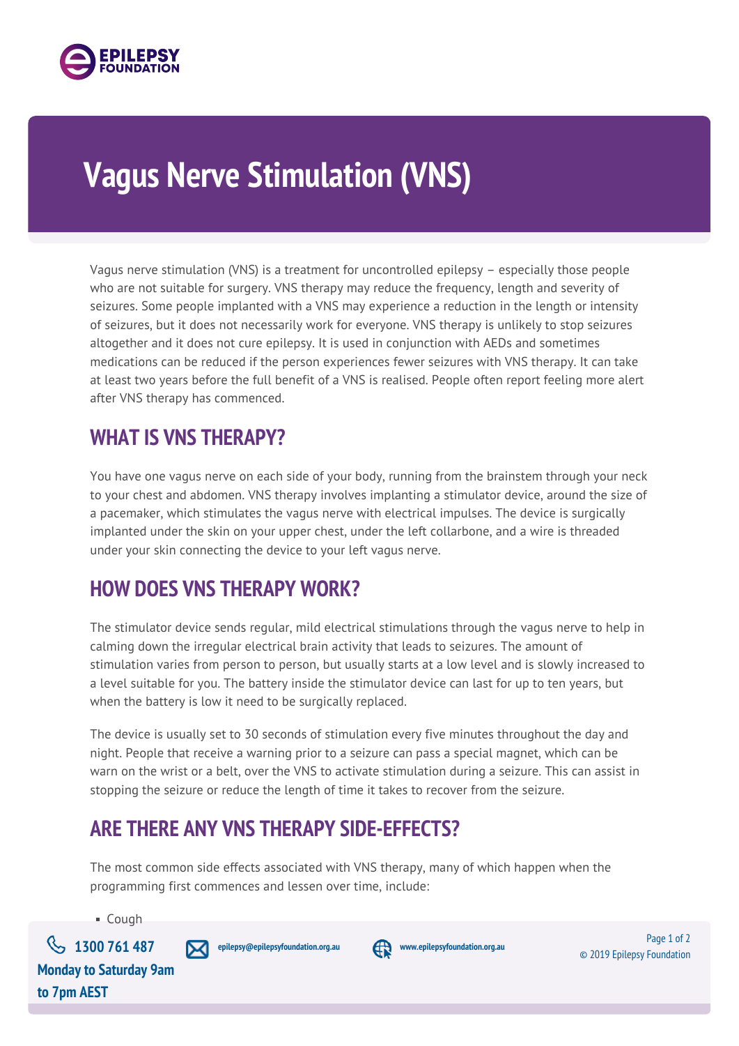# Vagus Nerve Stimulation (VNS)

Vagus nerve stimulation (VNS) is a treatment for uncontrolled epilepsy – especially those people who are not suitable for surgery. VNS therapy may reduce the frequency, length and severity of seizures. Some people implanted with a VNS may experience a reduction in the length or intensity of seizures, but it does not necessarily work for everyone. VNS therapy is unlikely to stop seizures altogether and it does not cure epilepsy. It is used in conjunction with AEDs and sometimes medications can be reduced if the person experiences fewer seizures with VNS therapy. It can take at least two years before the full benefit of a VNS is realised. People often report feeling more alert after VNS therapy has commenced.

## WHAT IS VNS THERAPY?

You have one vagus nerve on each side of your body, running from the brainstem through your neck to your chest and abdomen. VNS therapy involves implanting a stimulator device, around the size of a pacemaker, which stimulates the vagus nerve with electrical impulses. The device is surgically implanted under the skin on your upper chest, under the left collarbone, and a wire is threaded under your skin connecting the device to your left vagus nerve.

## HOW DOES VNS THERAPY WORK?

The stimulator device sends regular, mild electrical stimulations through the vagus nerve to help in calming down the irregular electrical brain activity that leads to seizures. The amount of stimulation varies from person to person, but usually starts at a low level and is slowly increased to a level suitable for you. The battery inside the stimulator device can last for up to ten years, but when the battery is low it need to be surgically replaced.

The device is usually set to 30 seconds of stimulation every five minutes throughout the day and night. People that receive a warning prior to a seizure can pass a special magnet, which can be warn on the wrist or a belt, over the VNS to activate stimulation during a seizure. This can assist in stopping the seizure or reduce the length of time it takes to recover from the seizure.

## ARE THERE ANY VNS THERAPY SIDE-EFFECTS?

The most common side effects associated with VNS therapy, many of which happen when the programming first commences and lessen over time, include:

- Cough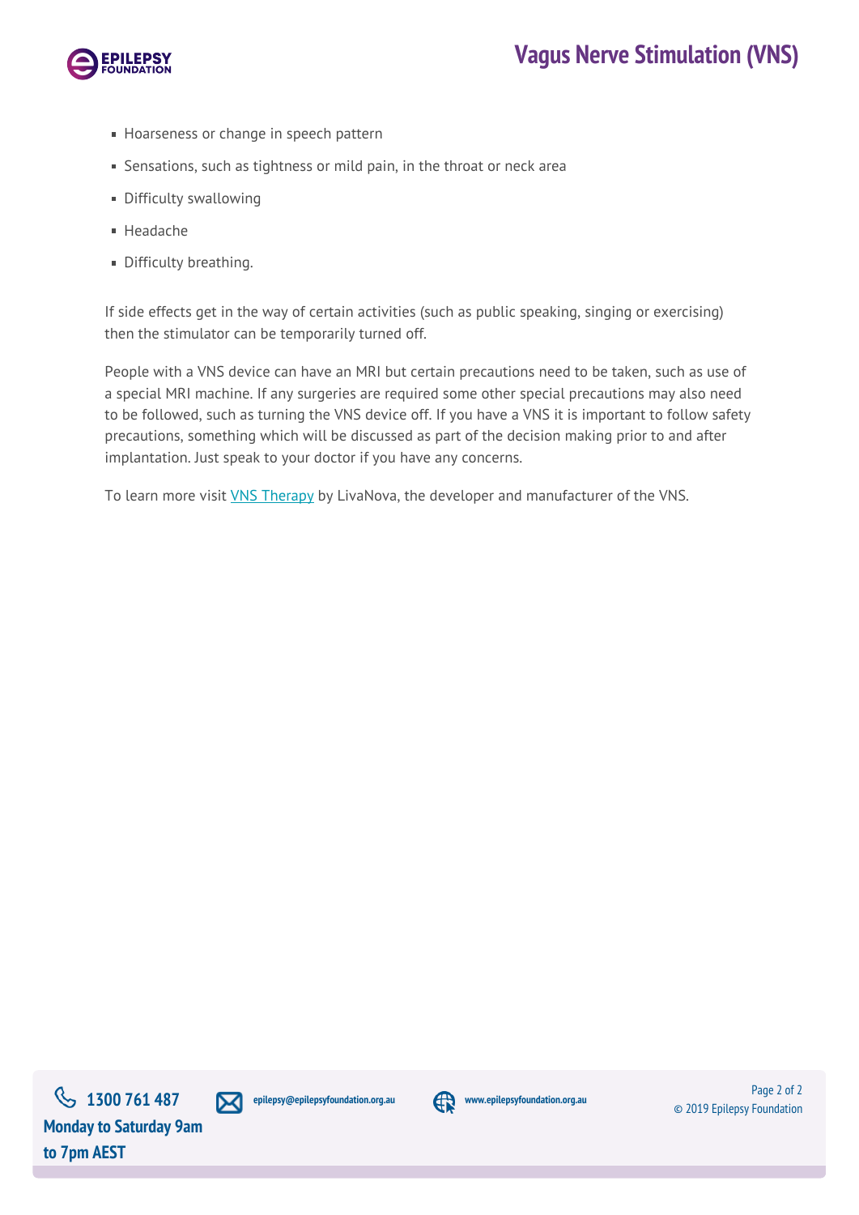- Hoarseness or change in speech pattern
- Sensations, such as tightness or mild pain, in the throat or neck area
- Difficulty swallowing
- Headache
- Difficulty breathing.

If side effects get in the way of certain activities (such as public speaking, singing or exercising) then the stimulator can be temporarily turned off.

People with a VNS device can have an MRI but certain precautions need to be taken, such as use of a special MRI machine. If any surgeries are required some other special precautions may also need to be followed, such as turning the VNS device off. If you have a VNS it is important to follow safety precautions, something which will be discussed as part of the decision making prior to and after implantation. Just speak to your doctor if you have any concerns.

To learn more visit VNS Therapy by LivaNova, the developer and manufacturer of the VNS.